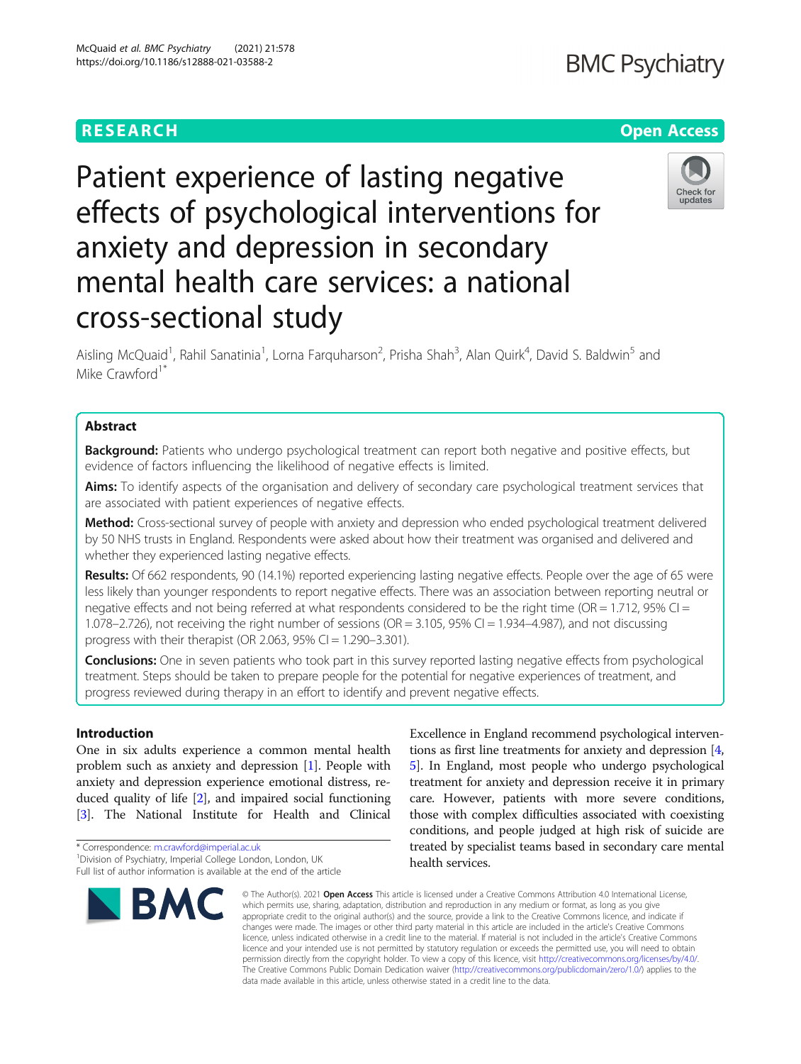RESEARCH

Open Access

# Patient experience of lasting negative effects of psychological interventions for anxiety and depression in secondary mental health care services: a national cross-sectional study

Aisling McQuaid[1], Rahil Sanatinia[1], Lorna Farquharson[2], Prisha Shah[3], Alan Quirk[4], David S. Baldwin[5] and Mike Crawford[1*]

## Abstract

**Background:** Patients who undergo psychological treatment can report both negative and positive effects, but evidence of factors influencing the likelihood of negative effects is limited.

**Aims:** To identify aspects of the organisation and delivery of secondary care psychological treatment services that are associated with patient experiences of negative effects.

**Method:** Cross-sectional survey of people with anxiety and depression who ended psychological treatment delivered by 50 NHS trusts in England. Respondents were asked about how their treatment was organised and delivered and whether they experienced lasting negative effects.

**Results:** Of 662 respondents, 90 (14.1%) reported experiencing lasting negative effects. People over the age of 65 were less likely than younger respondents to report negative effects. There was an association between reporting neutral or negative effects and not being referred at what respondents considered to be the right time (OR = 1.712, 95% CI = 1.078–2.726), not receiving the right number of sessions (OR = 3.105, 95% CI = 1.934–4.987), and not discussing progress with their therapist (OR 2.063, 95% CI = 1.290–3.301).

**Conclusions:** One in seven patients who took part in this survey reported lasting negative effects from psychological treatment. Steps should be taken to prepare people for the potential for negative experiences of treatment, and progress reviewed during therapy in an effort to identify and prevent negative effects.

## Introduction

One in six adults experience a common mental health problem such as anxiety and depression [1]. People with anxiety and depression experience emotional distress, reduced quality of life [2], and impaired social functioning [3]. The National Institute for Health and Clinical Excellence in England recommend psychological interventions as first line treatments for anxiety and depression [4, 5]. In England, most people who undergo psychological treatment for anxiety and depression receive it in primary care. However, patients with more severe conditions, those with complex difficulties associated with coexisting conditions, and people judged at high risk of suicide are treated by specialist teams based in secondary care mental health services.

\* Correspondence: m.crawford@imperial.ac.uk
[1]Division of Psychiatry, Imperial College London, London, UK
Full list of author information is available at the end of the article

© The Author(s). 2021 **Open Access** This article is licensed under a Creative Commons Attribution 4.0 International License, which permits use, sharing, adaptation, distribution and reproduction in any medium or format, as long as you give appropriate credit to the original author(s) and the source, provide a link to the Creative Commons licence, and indicate if changes were made. The images or other third party material in this article are included in the article's Creative Commons licence, unless indicated otherwise in a credit line to the material. If material is not included in the article's Creative Commons licence and your intended use is not permitted by statutory regulation or exceeds the permitted use, you will need to obtain permission directly from the copyright holder. To view a copy of this licence, visit http://creativecommons.org/licenses/by/4.0/. The Creative Commons Public Domain Dedication waiver (http://creativecommons.org/publicdomain/zero/1.0/) applies to the data made available in this article, unless otherwise stated in a credit line to the data.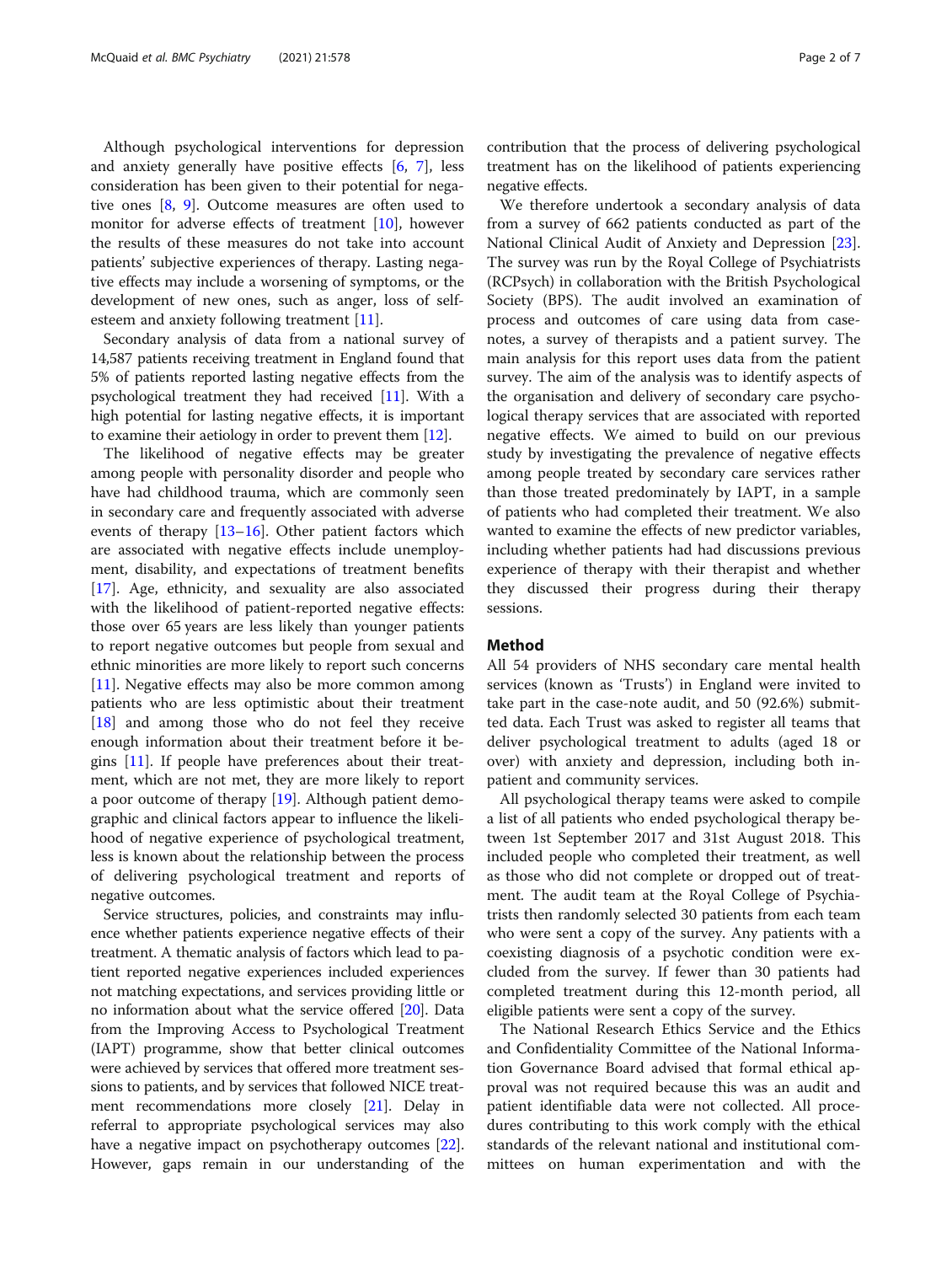Although psychological interventions for depression and anxiety generally have positive effects [6, 7], less consideration has been given to their potential for negative ones [8, 9]. Outcome measures are often used to monitor for adverse effects of treatment [10], however the results of these measures do not take into account patients' subjective experiences of therapy. Lasting negative effects may include a worsening of symptoms, or the development of new ones, such as anger, loss of self-esteem and anxiety following treatment [11].

Secondary analysis of data from a national survey of 14,587 patients receiving treatment in England found that 5% of patients reported lasting negative effects from the psychological treatment they had received [11]. With a high potential for lasting negative effects, it is important to examine their aetiology in order to prevent them [12].

The likelihood of negative effects may be greater among people with personality disorder and people who have had childhood trauma, which are commonly seen in secondary care and frequently associated with adverse events of therapy [13–16]. Other patient factors which are associated with negative effects include unemployment, disability, and expectations of treatment benefits [17]. Age, ethnicity, and sexuality are also associated with the likelihood of patient-reported negative effects: those over 65 years are less likely than younger patients to report negative outcomes but people from sexual and ethnic minorities are more likely to report such concerns [11]. Negative effects may also be more common among patients who are less optimistic about their treatment [18] and among those who do not feel they receive enough information about their treatment before it begins [11]. If people have preferences about their treatment, which are not met, they are more likely to report a poor outcome of therapy [19]. Although patient demographic and clinical factors appear to influence the likelihood of negative experience of psychological treatment, less is known about the relationship between the process of delivering psychological treatment and reports of negative outcomes.

Service structures, policies, and constraints may influence whether patients experience negative effects of their treatment. A thematic analysis of factors which lead to patient reported negative experiences included experiences not matching expectations, and services providing little or no information about what the service offered [20]. Data from the Improving Access to Psychological Treatment (IAPT) programme, show that better clinical outcomes were achieved by services that offered more treatment sessions to patients, and by services that followed NICE treatment recommendations more closely [21]. Delay in referral to appropriate psychological services may also have a negative impact on psychotherapy outcomes [22]. However, gaps remain in our understanding of the contribution that the process of delivering psychological treatment has on the likelihood of patients experiencing negative effects.

We therefore undertook a secondary analysis of data from a survey of 662 patients conducted as part of the National Clinical Audit of Anxiety and Depression [23]. The survey was run by the Royal College of Psychiatrists (RCPsych) in collaboration with the British Psychological Society (BPS). The audit involved an examination of process and outcomes of care using data from case-notes, a survey of therapists and a patient survey. The main analysis for this report uses data from the patient survey. The aim of the analysis was to identify aspects of the organisation and delivery of secondary care psychological therapy services that are associated with reported negative effects. We aimed to build on our previous study by investigating the prevalence of negative effects among people treated by secondary care services rather than those treated predominately by IAPT, in a sample of patients who had completed their treatment. We also wanted to examine the effects of new predictor variables, including whether patients had had discussions previous experience of therapy with their therapist and whether they discussed their progress during their therapy sessions.

## Method

All 54 providers of NHS secondary care mental health services (known as 'Trusts') in England were invited to take part in the case-note audit, and 50 (92.6%) submitted data. Each Trust was asked to register all teams that deliver psychological treatment to adults (aged 18 or over) with anxiety and depression, including both in-patient and community services.

All psychological therapy teams were asked to compile a list of all patients who ended psychological therapy between 1st September 2017 and 31st August 2018. This included people who completed their treatment, as well as those who did not complete or dropped out of treatment. The audit team at the Royal College of Psychiatrists then randomly selected 30 patients from each team who were sent a copy of the survey. Any patients with a coexisting diagnosis of a psychotic condition were excluded from the survey. If fewer than 30 patients had completed treatment during this 12-month period, all eligible patients were sent a copy of the survey.

The National Research Ethics Service and the Ethics and Confidentiality Committee of the National Information Governance Board advised that formal ethical approval was not required because this was an audit and patient identifiable data were not collected. All procedures contributing to this work comply with the ethical standards of the relevant national and institutional committees on human experimentation and with the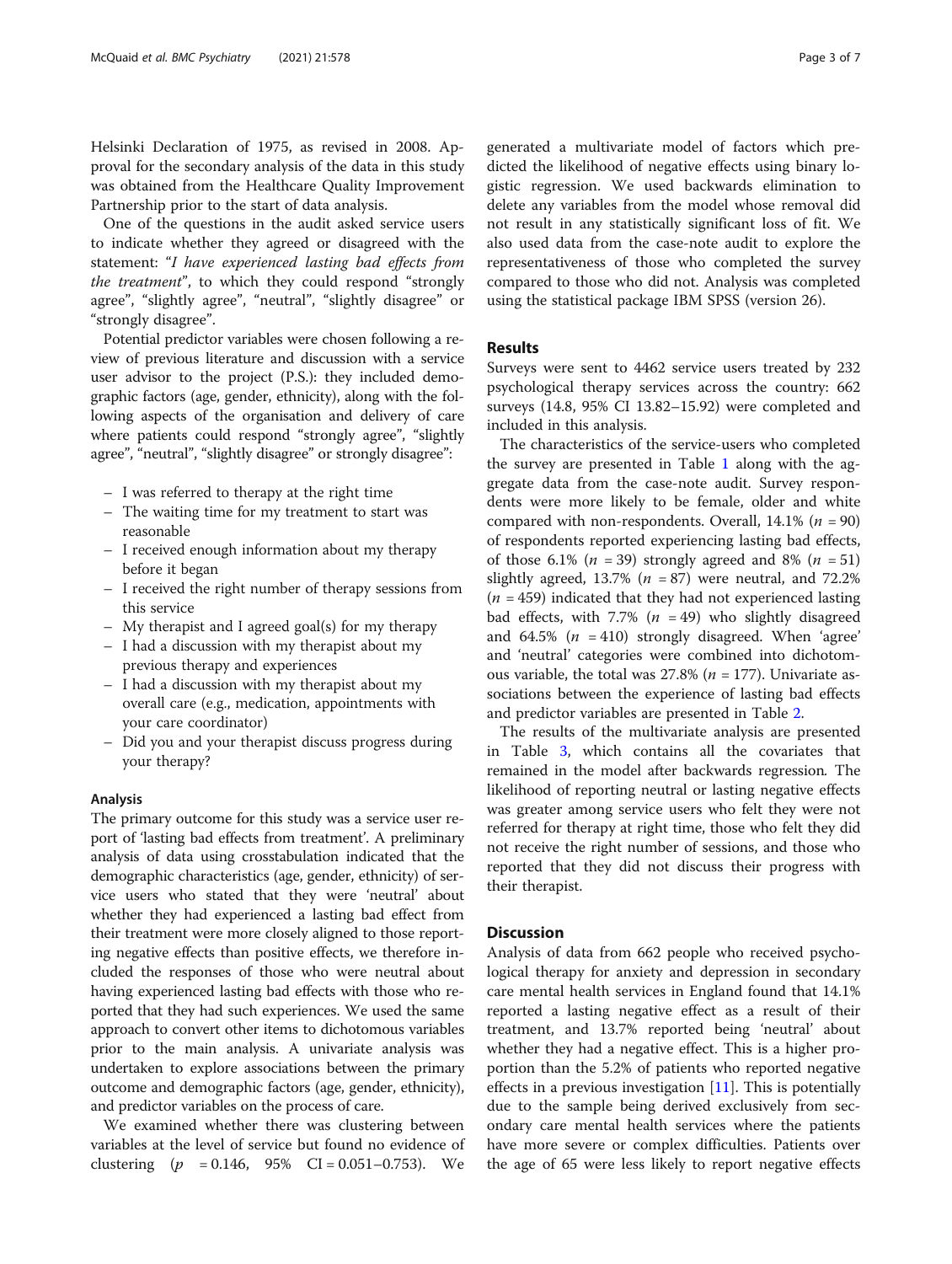Helsinki Declaration of 1975, as revised in 2008. Approval for the secondary analysis of the data in this study was obtained from the Healthcare Quality Improvement Partnership prior to the start of data analysis.

One of the questions in the audit asked service users to indicate whether they agreed or disagreed with the statement: "*I have experienced lasting bad effects from the treatment*", to which they could respond "strongly agree", "slightly agree", "neutral", "slightly disagree" or "strongly disagree".

Potential predictor variables were chosen following a review of previous literature and discussion with a service user advisor to the project (P.S.): they included demographic factors (age, gender, ethnicity), along with the following aspects of the organisation and delivery of care where patients could respond "strongly agree", "slightly agree", "neutral", "slightly disagree" or strongly disagree":

- I was referred to therapy at the right time
- The waiting time for my treatment to start was reasonable
- I received enough information about my therapy before it began
- I received the right number of therapy sessions from this service
- My therapist and I agreed goal(s) for my therapy
- I had a discussion with my therapist about my previous therapy and experiences
- I had a discussion with my therapist about my overall care (e.g., medication, appointments with your care coordinator)
- Did you and your therapist discuss progress during your therapy?

### Analysis

The primary outcome for this study was a service user report of 'lasting bad effects from treatment'. A preliminary analysis of data using crosstabulation indicated that the demographic characteristics (age, gender, ethnicity) of service users who stated that they were 'neutral' about whether they had experienced a lasting bad effect from their treatment were more closely aligned to those reporting negative effects than positive effects, we therefore included the responses of those who were neutral about having experienced lasting bad effects with those who reported that they had such experiences. We used the same approach to convert other items to dichotomous variables prior to the main analysis. A univariate analysis was undertaken to explore associations between the primary outcome and demographic factors (age, gender, ethnicity), and predictor variables on the process of care.

We examined whether there was clustering between variables at the level of service but found no evidence of clustering ($p$ = 0.146, 95% CI = 0.051–0.753). We generated a multivariate model of factors which predicted the likelihood of negative effects using binary logistic regression. We used backwards elimination to delete any variables from the model whose removal did not result in any statistically significant loss of fit. We also used data from the case-note audit to explore the representativeness of those who completed the survey compared to those who did not. Analysis was completed using the statistical package IBM SPSS (version 26).

## Results

Surveys were sent to 4462 service users treated by 232 psychological therapy services across the country: 662 surveys (14.8, 95% CI 13.82–15.92) were completed and included in this analysis.

The characteristics of the service-users who completed the survey are presented in Table 1 along with the aggregate data from the case-note audit. Survey respondents were more likely to be female, older and white compared with non-respondents. Overall, 14.1% ($n$ = 90) of respondents reported experiencing lasting bad effects, of those 6.1% ($n$ = 39) strongly agreed and 8% ($n$ = 51) slightly agreed, 13.7% ($n$ = 87) were neutral, and 72.2% ($n$ = 459) indicated that they had not experienced lasting bad effects, with 7.7% ($n$ = 49) who slightly disagreed and 64.5% ($n$ = 410) strongly disagreed. When 'agree' and 'neutral' categories were combined into dichotomous variable, the total was 27.8% ($n$ = 177). Univariate associations between the experience of lasting bad effects and predictor variables are presented in Table 2.

The results of the multivariate analysis are presented in Table 3, which contains all the covariates that remained in the model after backwards regression. The likelihood of reporting neutral or lasting negative effects was greater among service users who felt they were not referred for therapy at right time, those who felt they did not receive the right number of sessions, and those who reported that they did not discuss their progress with their therapist.

## Discussion

Analysis of data from 662 people who received psychological therapy for anxiety and depression in secondary care mental health services in England found that 14.1% reported a lasting negative effect as a result of their treatment, and 13.7% reported being 'neutral' about whether they had a negative effect. This is a higher proportion than the 5.2% of patients who reported negative effects in a previous investigation [11]. This is potentially due to the sample being derived exclusively from secondary care mental health services where the patients have more severe or complex difficulties. Patients over the age of 65 were less likely to report negative effects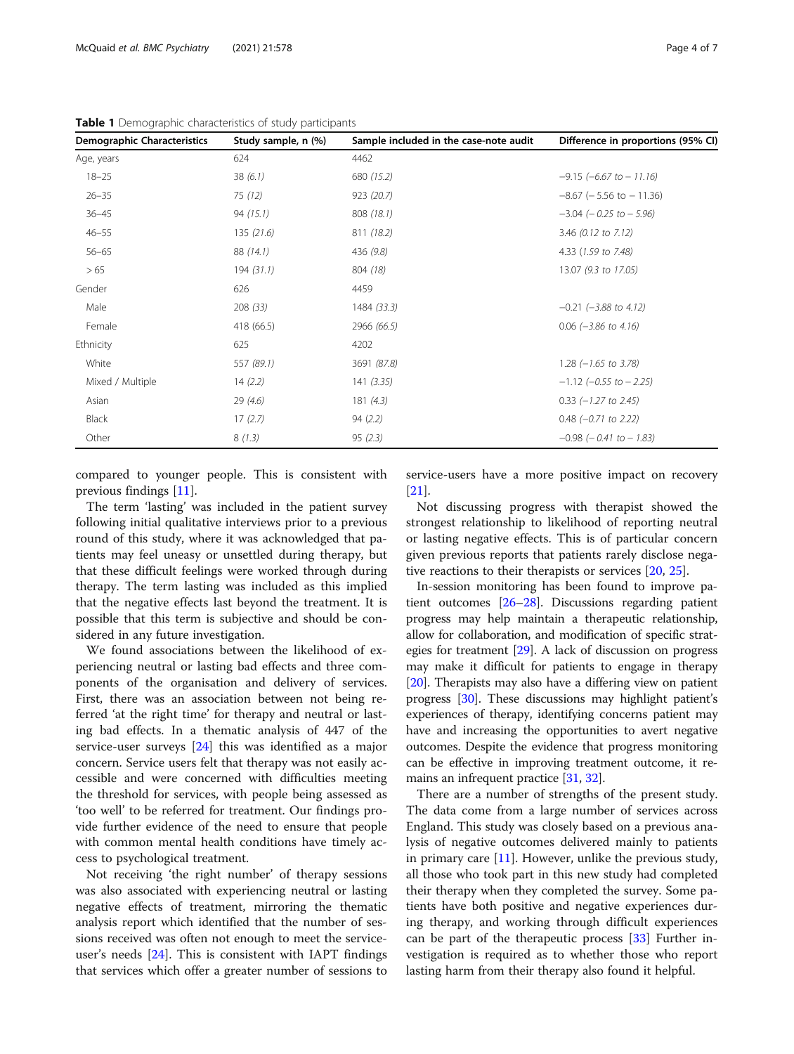**Table 1** Demographic characteristics of study participants

| Demographic Characteristics | Study sample, n (%) | Sample included in the case-note audit | Difference in proportions (95% CI) |
|---|---|---|---|
| Age, years | 624 | 4462 | |
| 18–25 | 38 *(6.1)* | 680 *(15.2)* | −9.15 *(−6.67 to − 11.16)* |
| 26–35 | 75 *(12)* | 923 *(20.7)* | −8.67 (− 5.56 to − 11.36) |
| 36–45 | 94 *(15.1)* | 808 *(18.1)* | −3.04 *(− 0.25 to − 5.96)* |
| 46–55 | 135 *(21.6)* | 811 *(18.2)* | 3.46 *(0.12 to 7.12)* |
| 56–65 | 88 *(14.1)* | 436 *(9.8)* | 4.33 *(1.59 to 7.48)* |
| > 65 | 194 *(31.1)* | 804 *(18)* | 13.07 *(9.3 to 17.05)* |
| Gender | 626 | 4459 | |
| Male | 208 *(33)* | 1484 *(33.3)* | −0.21 *(−3.88 to 4.12)* |
| Female | 418 (66.5) | 2966 *(66.5)* | 0.06 *(−3.86 to 4.16)* |
| Ethnicity | 625 | 4202 | |
| White | 557 *(89.1)* | 3691 *(87.8)* | 1.28 *(−1.65 to 3.78)* |
| Mixed / Multiple | 14 *(2.2)* | 141 *(3.35)* | −1.12 *(−0.55 to − 2.25)* |
| Asian | 29 *(4.6)* | 181 *(4.3)* | 0.33 *(−1.27 to 2.45)* |
| Black | 17 *(2.7)* | 94 *(2.2)* | 0.48 *(−0.71 to 2.22)* |
| Other | 8 *(1.3)* | 95 *(2.3)* | −0.98 *(− 0.41 to − 1.83)* |

compared to younger people. This is consistent with previous findings [11].

The term 'lasting' was included in the patient survey following initial qualitative interviews prior to a previous round of this study, where it was acknowledged that patients may feel uneasy or unsettled during therapy, but that these difficult feelings were worked through during therapy. The term lasting was included as this implied that the negative effects last beyond the treatment. It is possible that this term is subjective and should be considered in any future investigation.

We found associations between the likelihood of experiencing neutral or lasting bad effects and three components of the organisation and delivery of services. First, there was an association between not being referred 'at the right time' for therapy and neutral or lasting bad effects. In a thematic analysis of 447 of the service-user surveys [24] this was identified as a major concern. Service users felt that therapy was not easily accessible and were concerned with difficulties meeting the threshold for services, with people being assessed as 'too well' to be referred for treatment. Our findings provide further evidence of the need to ensure that people with common mental health conditions have timely access to psychological treatment.

Not receiving 'the right number' of therapy sessions was also associated with experiencing neutral or lasting negative effects of treatment, mirroring the thematic analysis report which identified that the number of sessions received was often not enough to meet the service-user's needs [24]. This is consistent with IAPT findings that services which offer a greater number of sessions to service-users have a more positive impact on recovery [21].

Not discussing progress with therapist showed the strongest relationship to likelihood of reporting neutral or lasting negative effects. This is of particular concern given previous reports that patients rarely disclose negative reactions to their therapists or services [20, 25].

In-session monitoring has been found to improve patient outcomes [26–28]. Discussions regarding patient progress may help maintain a therapeutic relationship, allow for collaboration, and modification of specific strategies for treatment [29]. A lack of discussion on progress may make it difficult for patients to engage in therapy [20]. Therapists may also have a differing view on patient progress [30]. These discussions may highlight patient's experiences of therapy, identifying concerns patient may have and increasing the opportunities to avert negative outcomes. Despite the evidence that progress monitoring can be effective in improving treatment outcome, it remains an infrequent practice [31, 32].

There are a number of strengths of the present study. The data come from a large number of services across England. This study was closely based on a previous analysis of negative outcomes delivered mainly to patients in primary care [11]. However, unlike the previous study, all those who took part in this new study had completed their therapy when they completed the survey. Some patients have both positive and negative experiences during therapy, and working through difficult experiences can be part of the therapeutic process [33] Further investigation is required as to whether those who report lasting harm from their therapy also found it helpful.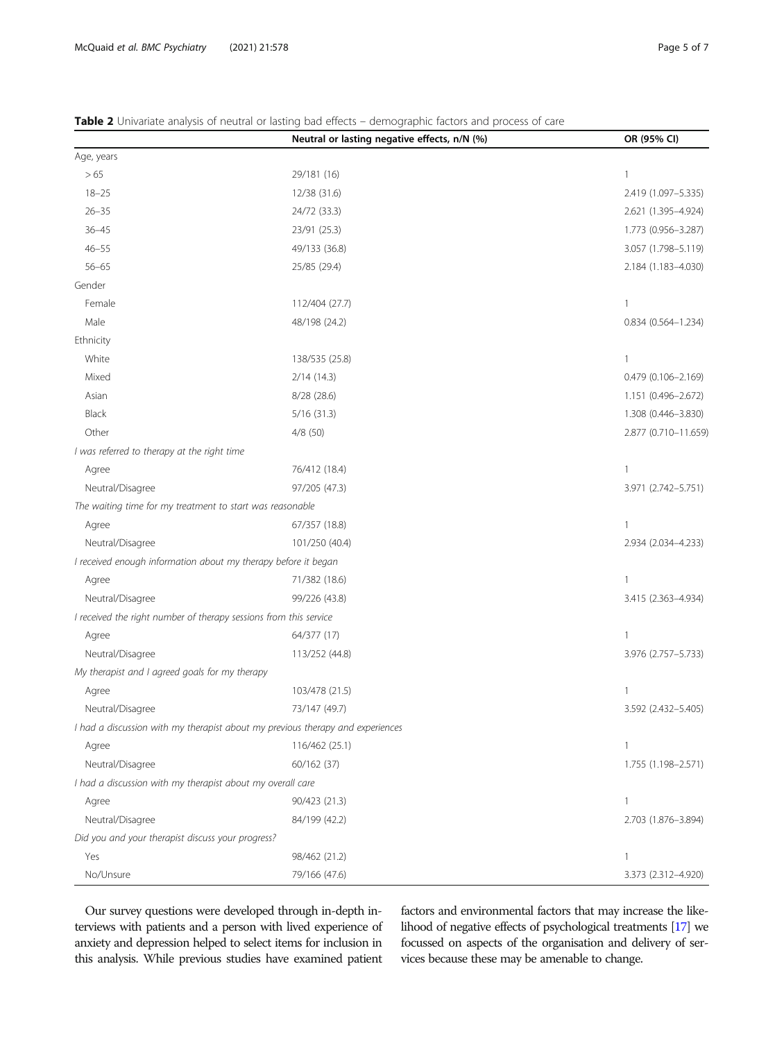**Table 2** Univariate analysis of neutral or lasting bad effects – demographic factors and process of care

| | Neutral or lasting negative effects, n/N (%) | OR (95% CI) |
|---|---|---|
| Age, years | | |
| > 65 | 29/181 (16) | 1 |
| 18–25 | 12/38 (31.6) | 2.419 (1.097–5.335) |
| 26–35 | 24/72 (33.3) | 2.621 (1.395–4.924) |
| 36–45 | 23/91 (25.3) | 1.773 (0.956–3.287) |
| 46–55 | 49/133 (36.8) | 3.057 (1.798–5.119) |
| 56–65 | 25/85 (29.4) | 2.184 (1.183–4.030) |
| Gender | | |
| Female | 112/404 (27.7) | 1 |
| Male | 48/198 (24.2) | 0.834 (0.564–1.234) |
| Ethnicity | | |
| White | 138/535 (25.8) | 1 |
| Mixed | 2/14 (14.3) | 0.479 (0.106–2.169) |
| Asian | 8/28 (28.6) | 1.151 (0.496–2.672) |
| Black | 5/16 (31.3) | 1.308 (0.446–3.830) |
| Other | 4/8 (50) | 2.877 (0.710–11.659) |
| *I was referred to therapy at the right time* | | |
| Agree | 76/412 (18.4) | 1 |
| Neutral/Disagree | 97/205 (47.3) | 3.971 (2.742–5.751) |
| *The waiting time for my treatment to start was reasonable* | | |
| Agree | 67/357 (18.8) | 1 |
| Neutral/Disagree | 101/250 (40.4) | 2.934 (2.034–4.233) |
| *I received enough information about my therapy before it began* | | |
| Agree | 71/382 (18.6) | 1 |
| Neutral/Disagree | 99/226 (43.8) | 3.415 (2.363–4.934) |
| *I received the right number of therapy sessions from this service* | | |
| Agree | 64/377 (17) | 1 |
| Neutral/Disagree | 113/252 (44.8) | 3.976 (2.757–5.733) |
| *My therapist and I agreed goals for my therapy* | | |
| Agree | 103/478 (21.5) | 1 |
| Neutral/Disagree | 73/147 (49.7) | 3.592 (2.432–5.405) |
| *I had a discussion with my therapist about my previous therapy and experiences* | | |
| Agree | 116/462 (25.1) | 1 |
| Neutral/Disagree | 60/162 (37) | 1.755 (1.198–2.571) |
| *I had a discussion with my therapist about my overall care* | | |
| Agree | 90/423 (21.3) | 1 |
| Neutral/Disagree | 84/199 (42.2) | 2.703 (1.876–3.894) |
| *Did you and your therapist discuss your progress?* | | |
| Yes | 98/462 (21.2) | 1 |
| No/Unsure | 79/166 (47.6) | 3.373 (2.312–4.920) |

Our survey questions were developed through in-depth interviews with patients and a person with lived experience of anxiety and depression helped to select items for inclusion in this analysis. While previous studies have examined patient factors and environmental factors that may increase the likelihood of negative effects of psychological treatments [17] we focussed on aspects of the organisation and delivery of services because these may be amenable to change.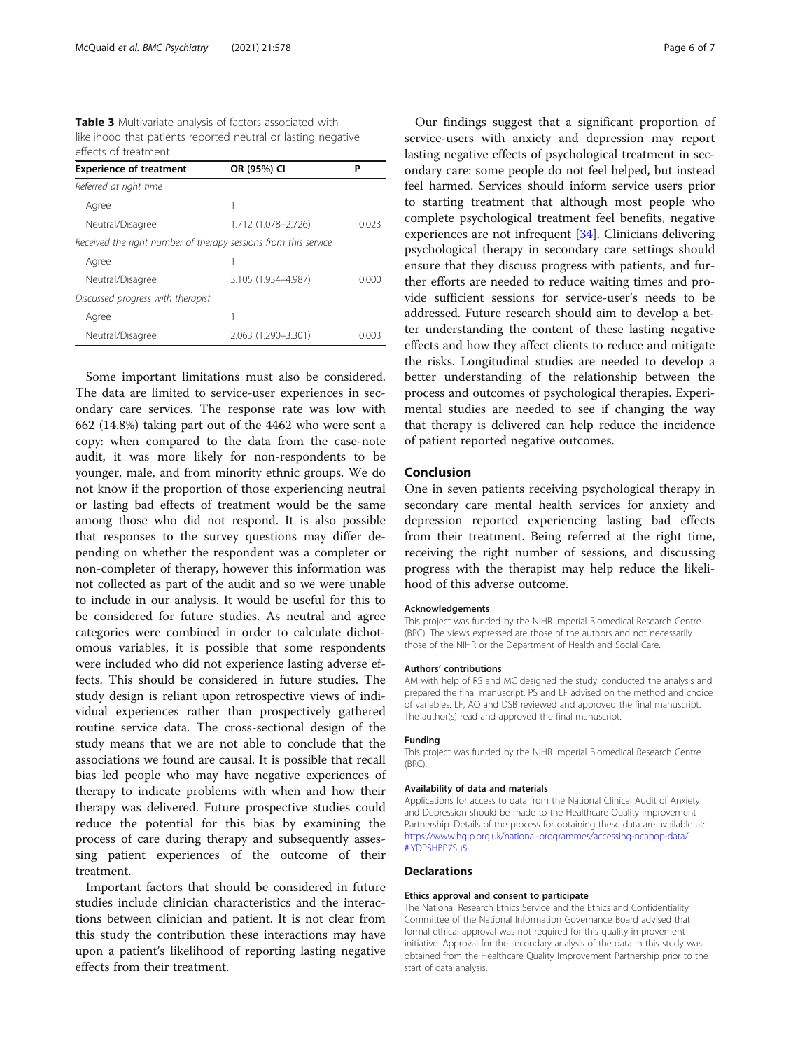**Table 3** Multivariate analysis of factors associated with likelihood that patients reported neutral or lasting negative effects of treatment

| Experience of treatment | OR (95%) CI | P |
|---|---|---|
| *Referred at right time* | | |
| Agree | 1 | |
| Neutral/Disagree | 1.712 (1.078–2.726) | 0.023 |
| *Received the right number of therapy sessions from this service* | | |
| Agree | 1 | |
| Neutral/Disagree | 3.105 (1.934–4.987) | 0.000 |
| *Discussed progress with therapist* | | |
| Agree | 1 | |
| Neutral/Disagree | 2.063 (1.290–3.301) | 0.003 |

Some important limitations must also be considered. The data are limited to service-user experiences in secondary care services. The response rate was low with 662 (14.8%) taking part out of the 4462 who were sent a copy: when compared to the data from the case-note audit, it was more likely for non-respondents to be younger, male, and from minority ethnic groups. We do not know if the proportion of those experiencing neutral or lasting bad effects of treatment would be the same among those who did not respond. It is also possible that responses to the survey questions may differ depending on whether the respondent was a completer or non-completer of therapy, however this information was not collected as part of the audit and so we were unable to include in our analysis. It would be useful for this to be considered for future studies. As neutral and agree categories were combined in order to calculate dichotomous variables, it is possible that some respondents were included who did not experience lasting adverse effects. This should be considered in future studies. The study design is reliant upon retrospective views of individual experiences rather than prospectively gathered routine service data. The cross-sectional design of the study means that we are not able to conclude that the associations we found are causal. It is possible that recall bias led people who may have negative experiences of therapy to indicate problems with when and how their therapy was delivered. Future prospective studies could reduce the potential for this bias by examining the process of care during therapy and subsequently assessing patient experiences of the outcome of their treatment.

Important factors that should be considered in future studies include clinician characteristics and the interactions between clinician and patient. It is not clear from this study the contribution these interactions may have upon a patient's likelihood of reporting lasting negative effects from their treatment.

Our findings suggest that a significant proportion of service-users with anxiety and depression may report lasting negative effects of psychological treatment in secondary care: some people do not feel helped, but instead feel harmed. Services should inform service users prior to starting treatment that although most people who complete psychological treatment feel benefits, negative experiences are not infrequent [34]. Clinicians delivering psychological therapy in secondary care settings should ensure that they discuss progress with patients, and further efforts are needed to reduce waiting times and provide sufficient sessions for service-user's needs to be addressed. Future research should aim to develop a better understanding the content of these lasting negative effects and how they affect clients to reduce and mitigate the risks. Longitudinal studies are needed to develop a better understanding of the relationship between the process and outcomes of psychological therapies. Experimental studies are needed to see if changing the way that therapy is delivered can help reduce the incidence of patient reported negative outcomes.

## Conclusion

One in seven patients receiving psychological therapy in secondary care mental health services for anxiety and depression reported experiencing lasting bad effects from their treatment. Being referred at the right time, receiving the right number of sessions, and discussing progress with the therapist may help reduce the likelihood of this adverse outcome.

#### Acknowledgements

This project was funded by the NIHR Imperial Biomedical Research Centre (BRC). The views expressed are those of the authors and not necessarily those of the NIHR or the Department of Health and Social Care.

#### Authors' contributions

AM with help of RS and MC designed the study, conducted the analysis and prepared the final manuscript. PS and LF advised on the method and choice of variables. LF, AQ and DSB reviewed and approved the final manuscript. The author(s) read and approved the final manuscript.

#### Funding

This project was funded by the NIHR Imperial Biomedical Research Centre (BRC).

#### Availability of data and materials

Applications for access to data from the National Clinical Audit of Anxiety and Depression should be made to the Healthcare Quality Improvement Partnership. Details of the process for obtaining these data are available at: https://www.hqip.org.uk/national-programmes/accessing-ncapop-data/#.YDPSHBP7Su5.

## Declarations

#### Ethics approval and consent to participate

The National Research Ethics Service and the Ethics and Confidentiality Committee of the National Information Governance Board advised that formal ethical approval was not required for this quality improvement initiative. Approval for the secondary analysis of the data in this study was obtained from the Healthcare Quality Improvement Partnership prior to the start of data analysis.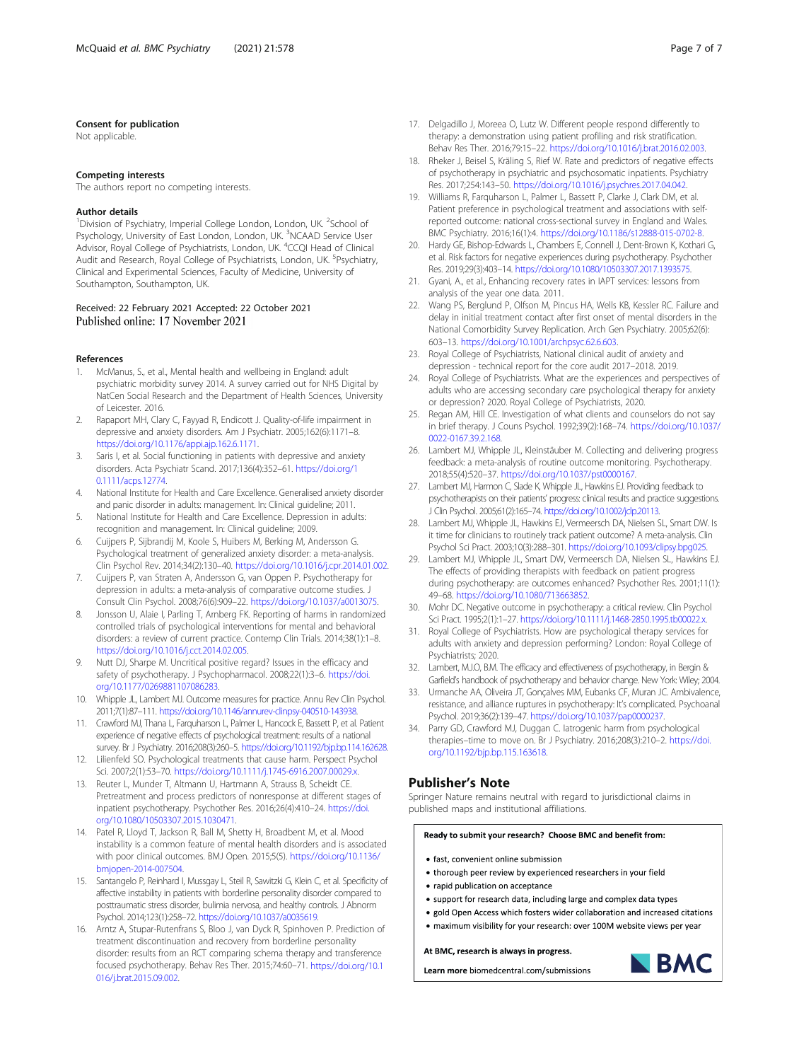### Consent for publication

Not applicable.

### Competing interests

The authors report no competing interests.

### Author details

[1]Division of Psychiatry, Imperial College London, London, UK. [2]School of Psychology, University of East London, London, UK. [3]NCAAD Service User Advisor, Royal College of Psychiatrists, London, UK. [4]CCQI Head of Clinical Audit and Research, Royal College of Psychiatrists, London, UK. [5]Psychiatry, Clinical and Experimental Sciences, Faculty of Medicine, University of Southampton, Southampton, UK.

Received: 22 February 2021 Accepted: 22 October 2021
Published online: 17 November 2021

### References

1. McManus, S., et al., Mental health and wellbeing in England: adult psychiatric morbidity survey 2014. A survey carried out for NHS Digital by NatCen Social Research and the Department of Health Sciences, University of Leicester. 2016.
2. Rapaport MH, Clary C, Fayyad R, Endicott J. Quality-of-life impairment in depressive and anxiety disorders. Am J Psychiatr. 2005;162(6):1171–8. https://doi.org/10.1176/appi.ajp.162.6.1171.
3. Saris I, et al. Social functioning in patients with depressive and anxiety disorders. Acta Psychiatr Scand. 2017;136(4):352–61. https://doi.org/10.1111/acps.12774.
4. National Institute for Health and Care Excellence. Generalised anxiety disorder and panic disorder in adults: management. In: Clinical guideline; 2011.
5. National Institute for Health and Care Excellence. Depression in adults: recognition and management. In: Clinical guideline; 2009.
6. Cuijpers P, Sijbrandij M, Koole S, Huibers M, Berking M, Andersson G. Psychological treatment of generalized anxiety disorder: a meta-analysis. Clin Psychol Rev. 2014;34(2):130–40. https://doi.org/10.1016/j.cpr.2014.01.002.
7. Cuijpers P, van Straten A, Andersson G, van Oppen P. Psychotherapy for depression in adults: a meta-analysis of comparative outcome studies. J Consult Clin Psychol. 2008;76(6):909–22. https://doi.org/10.1037/a0013075.
8. Jonsson U, Alaie I, Parling T, Arnberg FK. Reporting of harms in randomized controlled trials of psychological interventions for mental and behavioral disorders: a review of current practice. Contemp Clin Trials. 2014;38(1):1–8. https://doi.org/10.1016/j.cct.2014.02.005.
9. Nutt DJ, Sharpe M. Uncritical positive regard? Issues in the efficacy and safety of psychotherapy. J Psychopharmacol. 2008;22(1):3–6. https://doi.org/10.1177/0269881107086283.
10. Whipple JL, Lambert MJ. Outcome measures for practice. Annu Rev Clin Psychol. 2011;7(1):87–111. https://doi.org/10.1146/annurev-clinpsy-040510-143938.
11. Crawford MJ, Thana L, Farquharson L, Palmer L, Hancock E, Bassett P, et al. Patient experience of negative effects of psychological treatment: results of a national survey. Br J Psychiatry. 2016;208(3):260–5. https://doi.org/10.1192/bjp.bp.114.162628.
12. Lilienfeld SO. Psychological treatments that cause harm. Perspect Psychol Sci. 2007;2(1):53–70. https://doi.org/10.1111/j.1745-6916.2007.00029.x.
13. Reuter L, Munder T, Altmann U, Hartmann A, Strauss B, Scheidt CE. Pretreatment and process predictors of nonresponse at different stages of inpatient psychotherapy. Psychother Res. 2016;26(4):410–24. https://doi.org/10.1080/10503307.2015.1030471.
14. Patel R, Lloyd T, Jackson R, Ball M, Shetty H, Broadbent M, et al. Mood instability is a common feature of mental health disorders and is associated with poor clinical outcomes. BMJ Open. 2015;5(5). https://doi.org/10.1136/bmjopen-2014-007504.
15. Santangelo P, Reinhard I, Mussgay L, Steil R, Sawitzki G, Klein C, et al. Specificity of affective instability in patients with borderline personality disorder compared to posttraumatic stress disorder, bulimia nervosa, and healthy controls. J Abnorm Psychol. 2014;123(1):258–72. https://doi.org/10.1037/a0035619.
16. Arntz A, Stupar-Rutenfrans S, Bloo J, van Dyck R, Spinhoven P. Prediction of treatment discontinuation and recovery from borderline personality disorder: results from an RCT comparing schema therapy and transference focused psychotherapy. Behav Res Ther. 2015;74:60–71. https://doi.org/10.1016/j.brat.2015.09.002.
17. Delgadillo J, Moreea O, Lutz W. Different people respond differently to therapy: a demonstration using patient profiling and risk stratification. Behav Res Ther. 2016;79:15–22. https://doi.org/10.1016/j.brat.2016.02.003.
18. Rheker J, Beisel S, Kräling S, Rief W. Rate and predictors of negative effects of psychotherapy in psychiatric and psychosomatic inpatients. Psychiatry Res. 2017;254:143–50. https://doi.org/10.1016/j.psychres.2017.04.042.
19. Williams R, Farquharson L, Palmer L, Bassett P, Clarke J, Clark DM, et al. Patient preference in psychological treatment and associations with self-reported outcome: national cross-sectional survey in England and Wales. BMC Psychiatry. 2016;16(1):4. https://doi.org/10.1186/s12888-015-0702-8.
20. Hardy GE, Bishop-Edwards L, Chambers E, Connell J, Dent-Brown K, Kothari G, et al. Risk factors for negative experiences during psychotherapy. Psychother Res. 2019;29(3):403–14. https://doi.org/10.1080/10503307.2017.1393575.
21. Gyani, A., et al., Enhancing recovery rates in IAPT services: lessons from analysis of the year one data. 2011.
22. Wang PS, Berglund P, Olfson M, Pincus HA, Wells KB, Kessler RC. Failure and delay in initial treatment contact after first onset of mental disorders in the National Comorbidity Survey Replication. Arch Gen Psychiatry. 2005;62(6):603–13. https://doi.org/10.1001/archpsyc.62.6.603.
23. Royal College of Psychiatrists, National clinical audit of anxiety and depression - technical report for the core audit 2017–2018. 2019.
24. Royal College of Psychiatrists. What are the experiences and perspectives of adults who are accessing secondary care psychological therapy for anxiety or depression? 2020. Royal College of Psychiatrists, 2020.
25. Regan AM, Hill CE. Investigation of what clients and counselors do not say in brief therapy. J Couns Psychol. 1992;39(2):168–74. https://doi.org/10.1037/0022-0167.39.2.168.
26. Lambert MJ, Whipple JL, Kleinstäuber M. Collecting and delivering progress feedback: a meta-analysis of routine outcome monitoring. Psychotherapy. 2018;55(4):520–37. https://doi.org/10.1037/pst0000167.
27. Lambert MJ, Harmon C, Slade K, Whipple JL, Hawkins EJ. Providing feedback to psychotherapists on their patients' progress: clinical results and practice suggestions. J Clin Psychol. 2005;61(2):165–74. https://doi.org/10.1002/jclp.20113.
28. Lambert MJ, Whipple JL, Hawkins EJ, Vermeersch DA, Nielsen SL, Smart DW. Is it time for clinicians to routinely track patient outcome? A meta-analysis. Clin Psychol Sci Pract. 2003;10(3):288–301. https://doi.org/10.1093/clipsy.bpg025.
29. Lambert MJ, Whipple JL, Smart DW, Vermeersch DA, Nielsen SL, Hawkins EJ. The effects of providing therapists with feedback on patient progress during psychotherapy: are outcomes enhanced? Psychother Res. 2001;11(1):49–68. https://doi.org/10.1080/713663852.
30. Mohr DC. Negative outcome in psychotherapy: a critical review. Clin Psychol Sci Pract. 1995;2(1):1–27. https://doi.org/10.1111/j.1468-2850.1995.tb00022.x.
31. Royal College of Psychiatrists. How are psychological therapy services for adults with anxiety and depression performing? London: Royal College of Psychiatrists; 2020.
32. Lambert, M.J.O, B.M. The efficacy and effectiveness of psychotherapy, in Bergin & Garfield's handbook of psychotherapy and behavior change. New York: Wiley; 2004.
33. Urmanche AA, Oliveira JT, Gonçalves MM, Eubanks CF, Muran JC. Ambivalence, resistance, and alliance ruptures in psychotherapy: It's complicated. Psychoanal Psychol. 2019;36(2):139–47. https://doi.org/10.1037/pap0000237.
34. Parry GD, Crawford MJ, Duggan C. Iatrogenic harm from psychological therapies–time to move on. Br J Psychiatry. 2016;208(3):210–2. https://doi.org/10.1192/bjp.bp.115.163618.

## Publisher's Note

Springer Nature remains neutral with regard to jurisdictional claims in published maps and institutional affiliations.

**Ready to submit your research? Choose BMC and benefit from:**

- fast, convenient online submission
- thorough peer review by experienced researchers in your field
- rapid publication on acceptance
- support for research data, including large and complex data types
- gold Open Access which fosters wider collaboration and increased citations
- maximum visibility for your research: over 100M website views per year

**At BMC, research is always in progress.**

**Learn more** biomedcentral.com/submissions

BMC